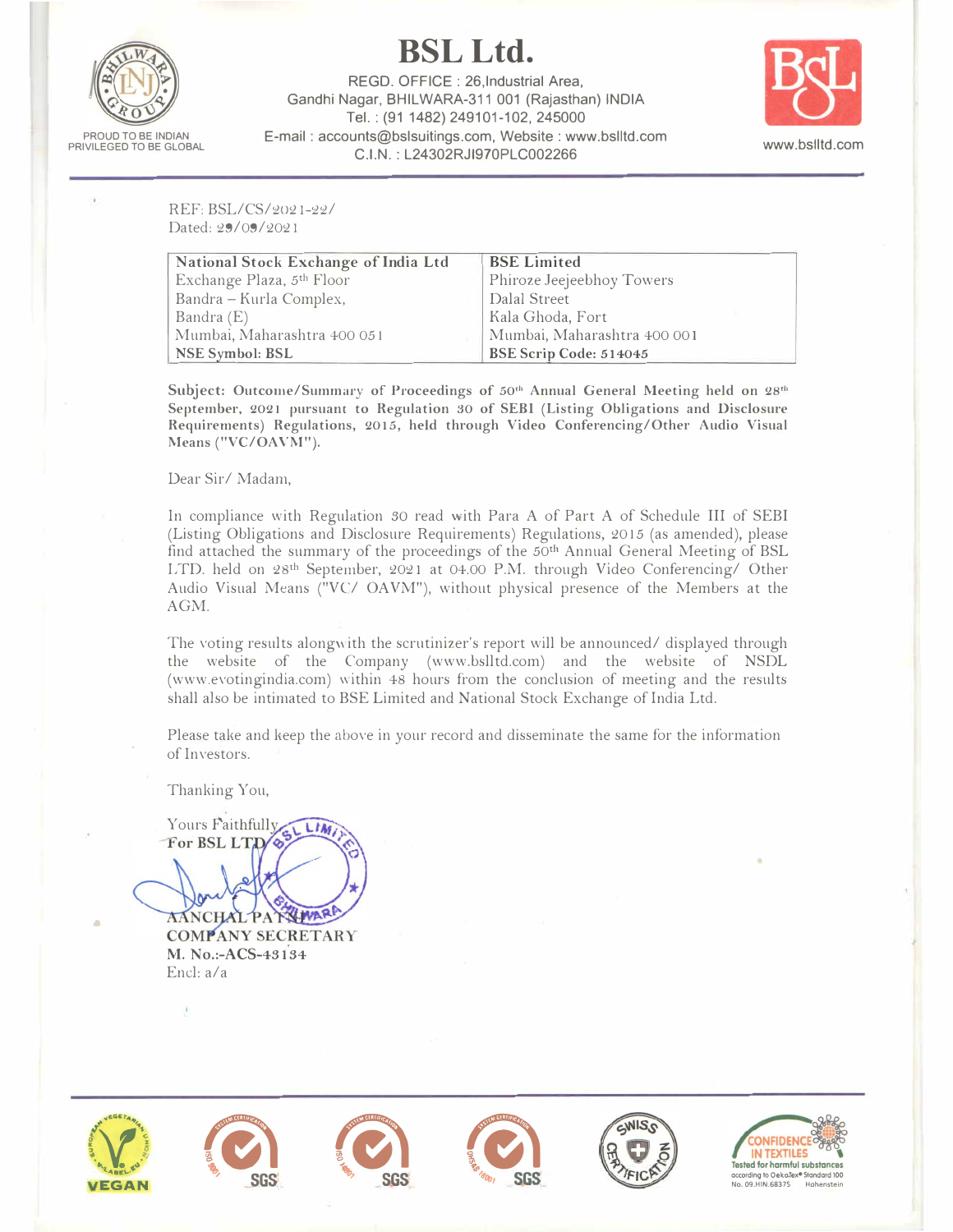# BSL Ltd.

REGD. OFFICE : 26,Industrial Area,
Gandhi Nagar, BHILWARA-311 001 (Rajasthan) INDIA
Tel. : (91 1482) 249101-102, 245000
E-mail : accounts@bslsuitings.com, Website : www.bslltd.com
C.I.N. : L24302RJ1970PLC002266

PROUD TO BE INDIAN
PRIVILEGED TO BE GLOBAL

www.bslltd.com

---

REF: BSL/CS/2021-22/
Dated: 29/09/2021

| **National Stock Exchange of India Ltd** | **BSE Limited** |
|---|---|
| Exchange Plaza, 5th Floor | Phiroze Jeejeebhoy Towers |
| Bandra – Kurla Complex, | Dalal Street |
| Bandra (E) | Kala Ghoda, Fort |
| Mumbai, Maharashtra 400 051 | Mumbai, Maharashtra 400 001 |
| **NSE Symbol: BSL** | **BSE Scrip Code: 514045** |

**Subject: Outcome/Summary of Proceedings of 50th Annual General Meeting held on 28th September, 2021 pursuant to Regulation 30 of SEBI (Listing Obligations and Disclosure Requirements) Regulations, 2015, held through Video Conferencing/Other Audio Visual Means ("VC/OAVM").**

Dear Sir/ Madam,

In compliance with Regulation 30 read with Para A of Part A of Schedule III of SEBI (Listing Obligations and Disclosure Requirements) Regulations, 2015 (as amended), please find attached the summary of the proceedings of the 50th Annual General Meeting of BSL LTD. held on 28th September, 2021 at 04.00 P.M. through Video Conferencing/ Other Audio Visual Means ("VC/ OAVM"), without physical presence of the Members at the AGM.

The voting results alongwith the scrutinizer's report will be announced/ displayed through the website of the Company (www.bslltd.com) and the website of NSDL (www.evotingindia.com) within 48 hours from the conclusion of meeting and the results shall also be intimated to BSE Limited and National Stock Exchange of India Ltd.

Please take and keep the above in your record and disseminate the same for the information of Investors.

Thanking You,

Yours Faithfully
For BSL LTD

AANCHAL PATNI
**COMPANY SECRETARY**
**M. No.:-ACS-43134**
Encl: a/a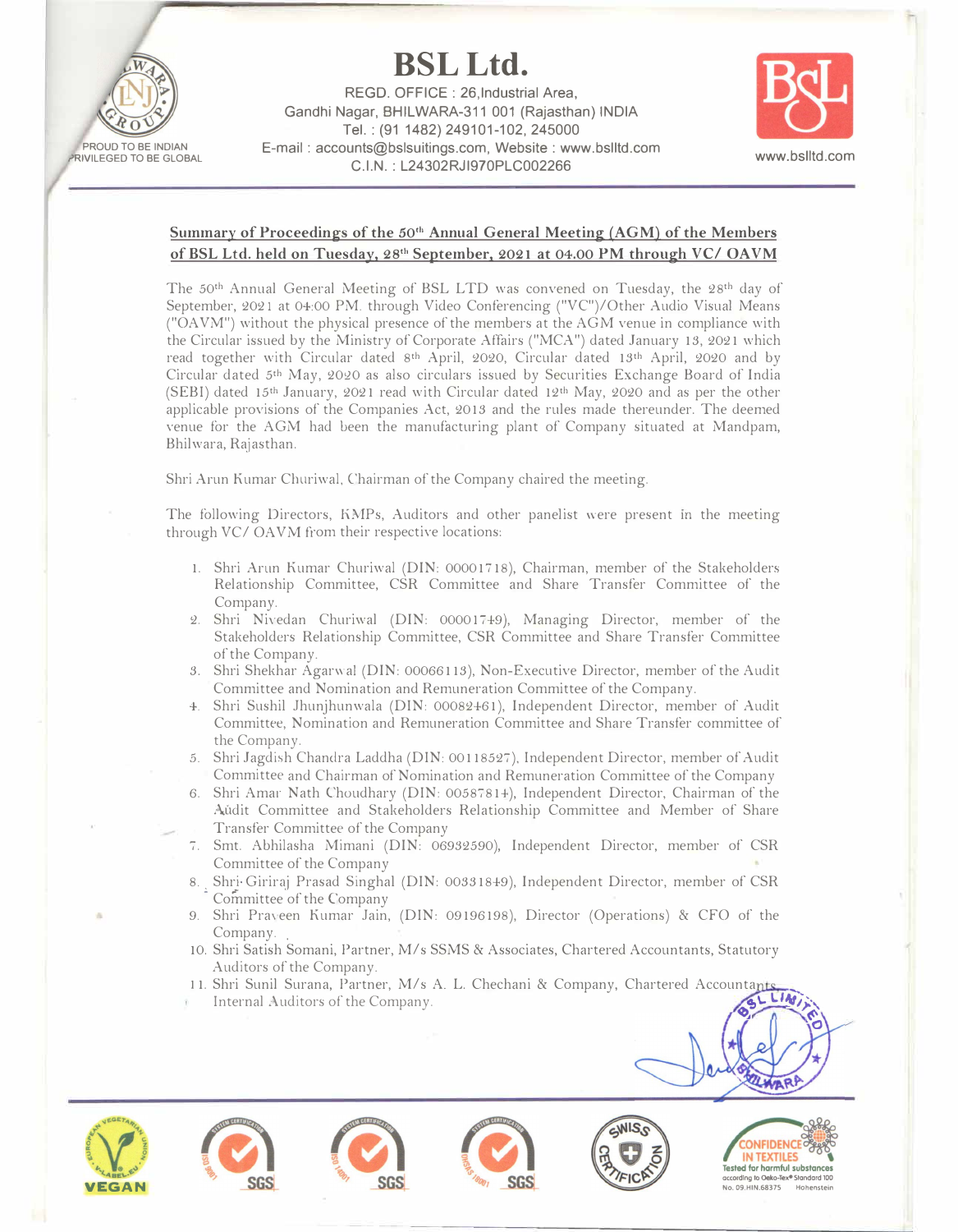# BSL Ltd.

REGD. OFFICE : 26,Industrial Area,
Gandhi Nagar, BHILWARA-311 001 (Rajasthan) INDIA
Tel. : (91 1482) 249101-102, 245000
E-mail : accounts@bslsuitings.com, Website : www.bslltd.com
C.I.N. : L24302RJ1970PLC002266

**Summary of Proceedings of the 50th Annual General Meeting (AGM) of the Members of BSL Ltd. held on Tuesday, 28th September, 2021 at 04.00 PM through VC/ OAVM**

The 50th Annual General Meeting of BSL LTD was convened on Tuesday, the 28th day of September, 2021 at 04:00 PM. through Video Conferencing ("VC")/Other Audio Visual Means ("OAVM") without the physical presence of the members at the AGM venue in compliance with the Circular issued by the Ministry of Corporate Affairs ("MCA") dated January 13, 2021 which read together with Circular dated 8th April, 2020, Circular dated 13th April, 2020 and by Circular dated 5th May, 2020 as also circulars issued by Securities Exchange Board of India (SEBI) dated 15th January, 2021 read with Circular dated 12th May, 2020 and as per the other applicable provisions of the Companies Act, 2013 and the rules made thereunder. The deemed venue for the AGM had been the manufacturing plant of Company situated at Mandpam, Bhilwara, Rajasthan.

Shri Arun Kumar Churiwal, Chairman of the Company chaired the meeting.

The following Directors, KMPs, Auditors and other panelist were present in the meeting through VC/ OAVM from their respective locations:

1. Shri Arun Kumar Churiwal (DIN: 00001718), Chairman, member of the Stakeholders Relationship Committee, CSR Committee and Share Transfer Committee of the Company.
2. Shri Nivedan Churiwal (DIN: 00001749), Managing Director, member of the Stakeholders Relationship Committee, CSR Committee and Share Transfer Committee of the Company.
3. Shri Shekhar Agarwal (DIN: 00066113), Non-Executive Director, member of the Audit Committee and Nomination and Remuneration Committee of the Company.
4. Shri Sushil Jhunjhunwala (DIN: 00082461), Independent Director, member of Audit Committee, Nomination and Remuneration Committee and Share Transfer committee of the Company.
5. Shri Jagdish Chandra Laddha (DIN: 00118527), Independent Director, member of Audit Committee and Chairman of Nomination and Remuneration Committee of the Company
6. Shri Amar Nath Choudhary (DIN: 00587814), Independent Director, Chairman of the Audit Committee and Stakeholders Relationship Committee and Member of Share Transfer Committee of the Company
7. Smt. Abhilasha Mimani (DIN: 06932590), Independent Director, member of CSR Committee of the Company
8. Shri Giriraj Prasad Singhal (DIN: 00331849), Independent Director, member of CSR Committee of the Company
9. Shri Praveen Kumar Jain, (DIN: 09196198), Director (Operations) & CFO of the Company.
10. Shri Satish Somani, Partner, M/s SSMS & Associates, Chartered Accountants, Statutory Auditors of the Company.
11. Shri Sunil Surana, Partner, M/s A. L. Chechani & Company, Chartered Accountants, Internal Auditors of the Company.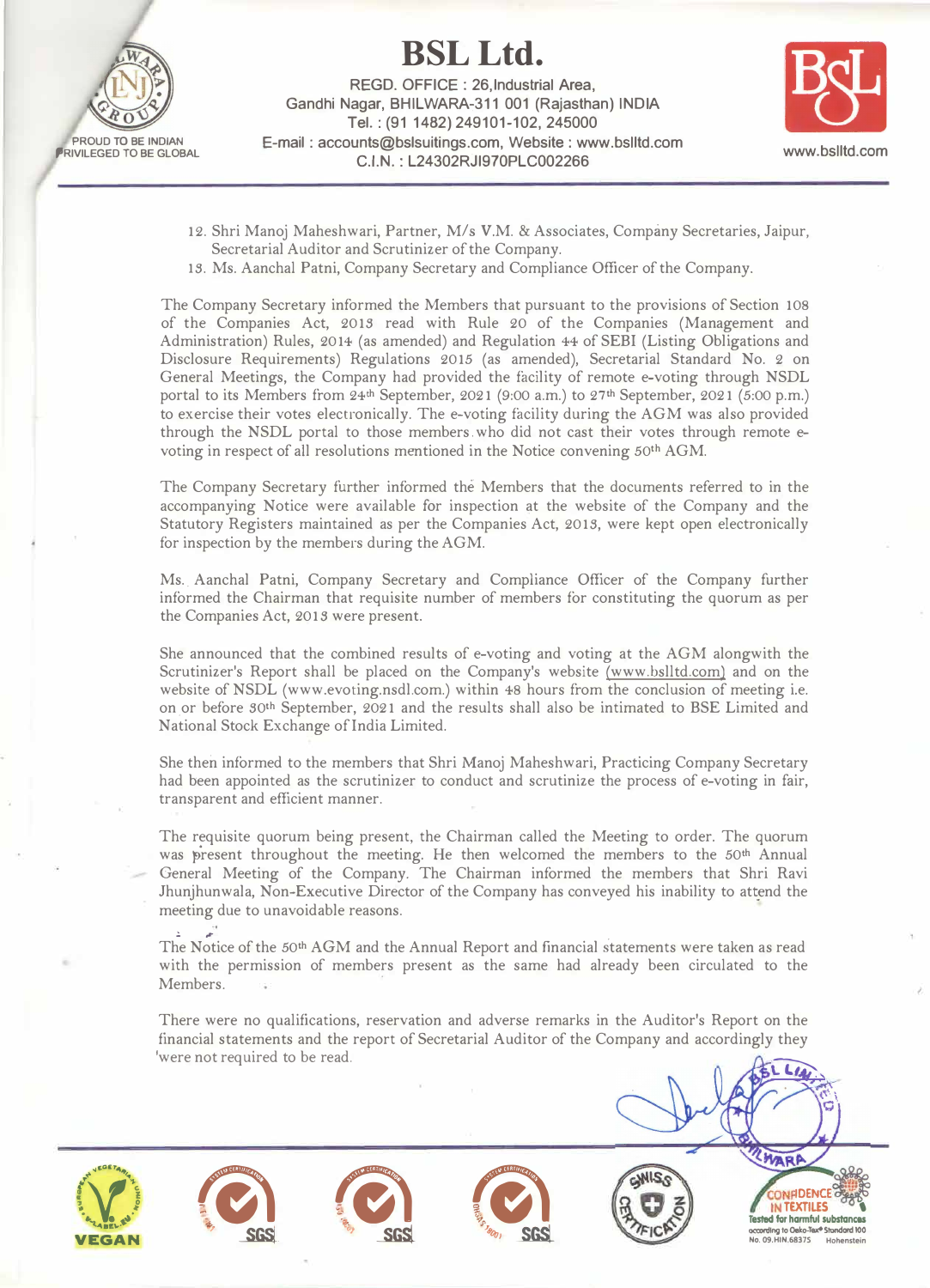12. Shri Manoj Maheshwari, Partner, M/s V.M. & Associates, Company Secretaries, Jaipur, Secretarial Auditor and Scrutinizer of the Company.
13. Ms. Aanchal Patni, Company Secretary and Compliance Officer of the Company.

The Company Secretary informed the Members that pursuant to the provisions of Section 108 of the Companies Act, 2013 read with Rule 20 of the Companies (Management and Administration) Rules, 2014 (as amended) and Regulation 44 of SEBI (Listing Obligations and Disclosure Requirements) Regulations 2015 (as amended), Secretarial Standard No. 2 on General Meetings, the Company had provided the facility of remote e-voting through NSDL portal to its Members from 24th September, 2021 (9:00 a.m.) to 27th September, 2021 (5:00 p.m.) to exercise their votes electronically. The e-voting facility during the AGM was also provided through the NSDL portal to those members who did not cast their votes through remote e-voting in respect of all resolutions mentioned in the Notice convening 50th AGM.

The Company Secretary further informed the Members that the documents referred to in the accompanying Notice were available for inspection at the website of the Company and the Statutory Registers maintained as per the Companies Act, 2013, were kept open electronically for inspection by the members during the AGM.

Ms. Aanchal Patni, Company Secretary and Compliance Officer of the Company further informed the Chairman that requisite number of members for constituting the quorum as per the Companies Act, 2013 were present.

She announced that the combined results of e-voting and voting at the AGM alongwith the Scrutinizer's Report shall be placed on the Company's website (www.bslltd.com) and on the website of NSDL (www.evoting.nsdl.com.) within 48 hours from the conclusion of meeting i.e. on or before 30th September, 2021 and the results shall also be intimated to BSE Limited and National Stock Exchange of India Limited.

She then informed to the members that Shri Manoj Maheshwari, Practicing Company Secretary had been appointed as the scrutinizer to conduct and scrutinize the process of e-voting in fair, transparent and efficient manner.

The requisite quorum being present, the Chairman called the Meeting to order. The quorum was present throughout the meeting. He then welcomed the members to the 50th Annual General Meeting of the Company. The Chairman informed the members that Shri Ravi Jhunjhunwala, Non-Executive Director of the Company has conveyed his inability to attend the meeting due to unavoidable reasons.

The Notice of the 50th AGM and the Annual Report and financial statements were taken as read with the permission of members present as the same had already been circulated to the Members.

There were no qualifications, reservation and adverse remarks in the Auditor's Report on the financial statements and the report of Secretarial Auditor of the Company and accordingly they were not required to be read.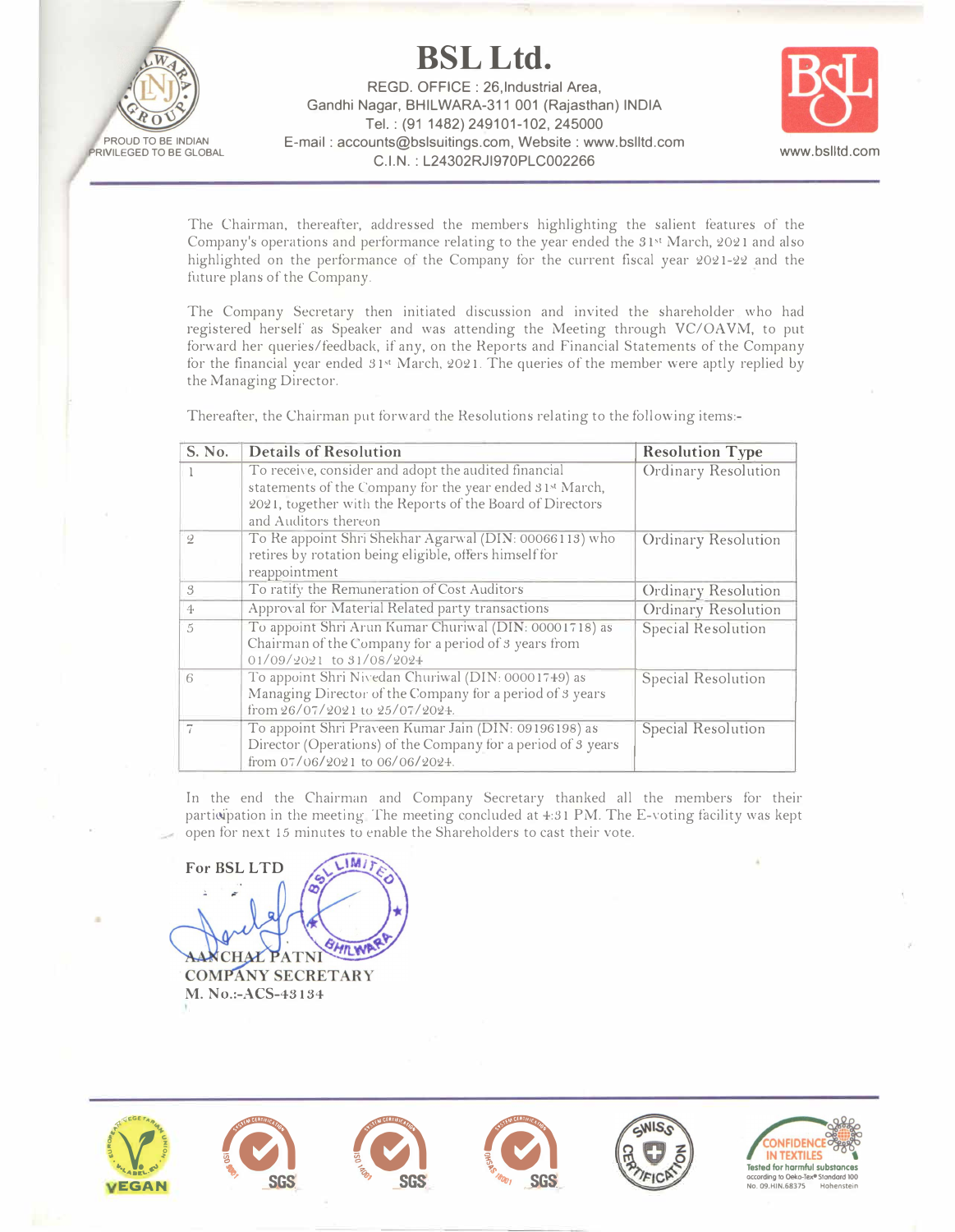# BSL Ltd.

REGD. OFFICE : 26,Industrial Area,
Gandhi Nagar, BHILWARA-311 001 (Rajasthan) INDIA
Tel. : (91 1482) 249101-102, 245000
E-mail : accounts@bslsuitings.com, Website : www.bslltd.com
C.I.N. : L24302RJ1970PLC002266

The Chairman, thereafter, addressed the members highlighting the salient features of the Company's operations and performance relating to the year ended the 31st March, 2021 and also highlighted on the performance of the Company for the current fiscal year 2021-22 and the future plans of the Company.

The Company Secretary then initiated discussion and invited the shareholder who had registered herself as Speaker and was attending the Meeting through VC/OAVM, to put forward her queries/feedback, if any, on the Reports and Financial Statements of the Company for the financial year ended 31st March, 2021. The queries of the member were aptly replied by the Managing Director.

Thereafter, the Chairman put forward the Resolutions relating to the following items:-

| S. No. | Details of Resolution | Resolution Type |
|---|---|---|
| 1 | To receive, consider and adopt the audited financial statements of the Company for the year ended 31st March, 2021, together with the Reports of the Board of Directors and Auditors thereon | Ordinary Resolution |
| 2 | To Re appoint Shri Shekhar Agarwal (DIN: 00066113) who retires by rotation being eligible, offers himself for reappointment | Ordinary Resolution |
| 3 | To ratify the Remuneration of Cost Auditors | Ordinary Resolution |
| 4 | Approval for Material Related party transactions | Ordinary Resolution |
| 5 | To appoint Shri Arun Kumar Churiwal (DIN: 00001718) as Chairman of the Company for a period of 3 years from 01/09/2021 to 31/08/2024 | Special Resolution |
| 6 | To appoint Shri Nivedan Churiwal (DIN: 00001749) as Managing Director of the Company for a period of 3 years from 26/07/2021 to 25/07/2024. | Special Resolution |
| 7 | To appoint Shri Praveen Kumar Jain (DIN: 09196198) as Director (Operations) of the Company for a period of 3 years from 07/06/2021 to 06/06/2024. | Special Resolution |

In the end the Chairman and Company Secretary thanked all the members for their participation in the meeting. The meeting concluded at 4:31 PM. The E-voting facility was kept open for next 15 minutes to enable the Shareholders to cast their vote.

**For BSL LTD**

**AANCHAL PATNI**
**COMPANY SECRETARY**
**M. No.:-ACS-43134**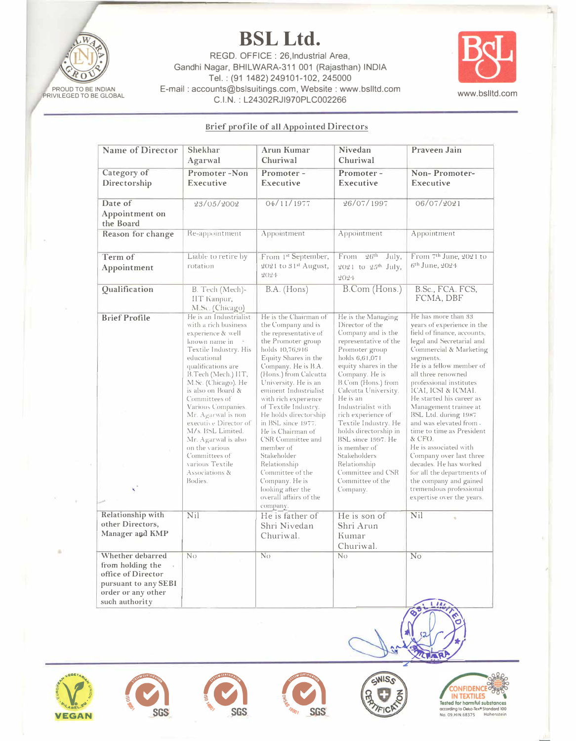# BSL Ltd.

REGD. OFFICE : 26,Industrial Area,
Gandhi Nagar, BHILWARA-311 001 (Rajasthan) INDIA
Tel. : (91 1482) 249101-102, 245000
E-mail : accounts@bslsuitings.com, Website : www.bslltd.com
C.I.N. : L24302RJ1970PLC002266

PROUD TO BE INDIAN
PRIVILEGED TO BE GLOBAL

www.bslltd.com

## Brief profile of all Appointed Directors

| Name of Director | Shekhar Agarwal | Arun Kumar Churiwal | Nivedan Churiwal | Praveen Jain |
|---|---|---|---|---|
| Category of Directorship | Promoter -Non Executive | Promoter - Executive | Promoter - Executive | Non- Promoter- Executive |
| Date of Appointment on the Board | 23/05/2002 | 04/11/1977 | 26/07/1997 | 06/07/2021 |
| Reason for change | Re-appointment | Appointment | Appointment | Appointment |
| Term of Appointment | Liable to retire by rotation | From 1st September, 2021 to 31st August, 2024 | From 26th July, 2021 to 25th July, 2024 | From 7th June, 2021 to 6th June, 2024 |
| Qualification | B. Tech (Mech)- IIT Kanpur, M.Sc. (Chicago) | B.A. (Hons) | B.Com (Hons.) | B.Sc., FCA. FCS, FCMA, DBF |
| Brief Profile | He is an Industrialist with a rich business experience & well known name in Textile Industry. His educational qualifications are B.Tech (Mech.) IIT, M.Sc. (Chicago). He is also on Board & Committees of Various Companies. Mr. Agarwal is non executive Director of M/s. BSL Limited. Mr. Agarwal is also on the various Committees of various Textile Associations & Bodies. | He is the Chairman of the Company and is the representative of the Promoter group holds 10,76,916 Equity Shares in the Company. He is B.A. (Hons.) from Calcutta University. He is an eminent Industrialist with rich experience of Textile Industry. He holds directorship in BSL since 1977. He is Chairman of CSR Committee and member of Stakeholder Relationship Committee of the Company. He is looking after the overall affairs of the company. | He is the Managing Director of the Company and is the representative of the Promoter group holds 6,61,071 equity shares in the Company. He is B.Com (Hons.) from Calcutta University. He is an Industrialist with rich experience of Textile Industry. He holds directorship in BSL since 1997. He is member of Stakeholders Relationship Committee and CSR Committee of the Company. | He has more than 33 years of experience in the field of finance, accounts, legal and Secretarial and Commercial & Marketing segments. He is a fellow member of all three renowned professional institutes ICAI, ICSI & ICMAI. He started his career as Management trainee at BSL Ltd. during 1987 and was elevated from time to time as President & CFO. He is associated with Company over last three decades. He has worked for all the departments of the company and gained tremendous professional expertise over the years. |
| Relationship with other Directors, Manager and KMP | Nil | He is father of Shri Nivedan Churiwal. | He is son of Shri Arun Kumar Churiwal. | Nil |
| Whether debarred from holding the office of Director pursuant to any SEBI order or any other such authority | No | No | No | No |

BSL LIMITED BHILWARA

VEGAN | SGS | SGS | SGS | SWISS CERTIFICATION | CONFIDENCE IN TEXTILES Tested for harmful substances according to Oeko-Tex® Standard 100 No. 09.HIN.68375 Hohenstein